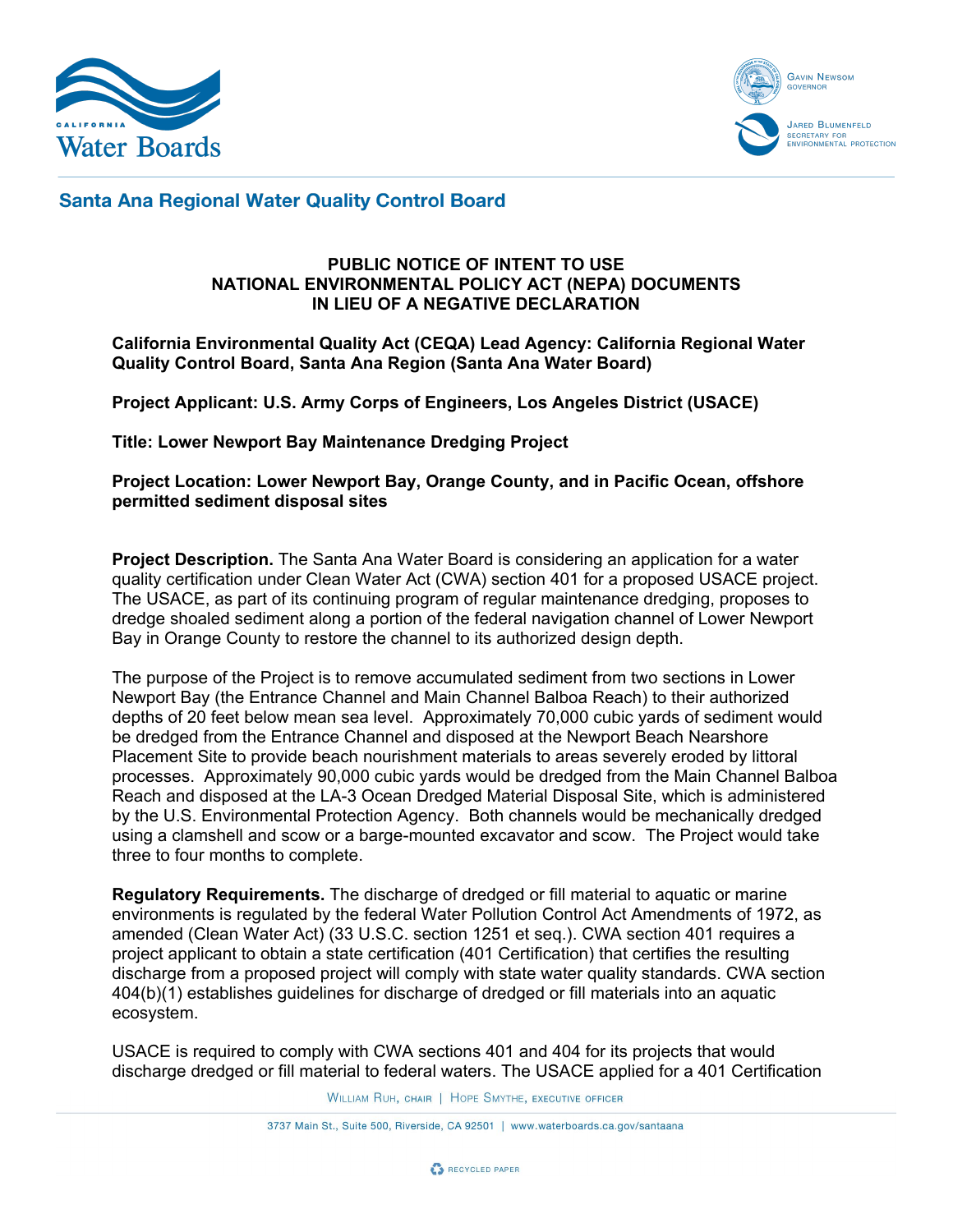## Santa Ana Regional Water Quality Control Board

**PUBLIC NOTICE OF INTENT TO USE
NATIONAL ENVIRONMENTAL POLICY ACT (NEPA) DOCUMENTS
IN LIEU OF A NEGATIVE DECLARATION**

**California Environmental Quality Act (CEQA) Lead Agency: California Regional Water Quality Control Board, Santa Ana Region (Santa Ana Water Board)**

**Project Applicant: U.S. Army Corps of Engineers, Los Angeles District (USACE)**

**Title: Lower Newport Bay Maintenance Dredging Project**

**Project Location: Lower Newport Bay, Orange County, and in Pacific Ocean, offshore permitted sediment disposal sites**

**Project Description.** The Santa Ana Water Board is considering an application for a water quality certification under Clean Water Act (CWA) section 401 for a proposed USACE project. The USACE, as part of its continuing program of regular maintenance dredging, proposes to dredge shoaled sediment along a portion of the federal navigation channel of Lower Newport Bay in Orange County to restore the channel to its authorized design depth.

The purpose of the Project is to remove accumulated sediment from two sections in Lower Newport Bay (the Entrance Channel and Main Channel Balboa Reach) to their authorized depths of 20 feet below mean sea level. Approximately 70,000 cubic yards of sediment would be dredged from the Entrance Channel and disposed at the Newport Beach Nearshore Placement Site to provide beach nourishment materials to areas severely eroded by littoral processes. Approximately 90,000 cubic yards would be dredged from the Main Channel Balboa Reach and disposed at the LA-3 Ocean Dredged Material Disposal Site, which is administered by the U.S. Environmental Protection Agency. Both channels would be mechanically dredged using a clamshell and scow or a barge-mounted excavator and scow. The Project would take three to four months to complete.

**Regulatory Requirements.** The discharge of dredged or fill material to aquatic or marine environments is regulated by the federal Water Pollution Control Act Amendments of 1972, as amended (Clean Water Act) (33 U.S.C. section 1251 et seq.). CWA section 401 requires a project applicant to obtain a state certification (401 Certification) that certifies the resulting discharge from a proposed project will comply with state water quality standards. CWA section 404(b)(1) establishes guidelines for discharge of dredged or fill materials into an aquatic ecosystem.

USACE is required to comply with CWA sections 401 and 404 for its projects that would discharge dredged or fill material to federal waters. The USACE applied for a 401 Certification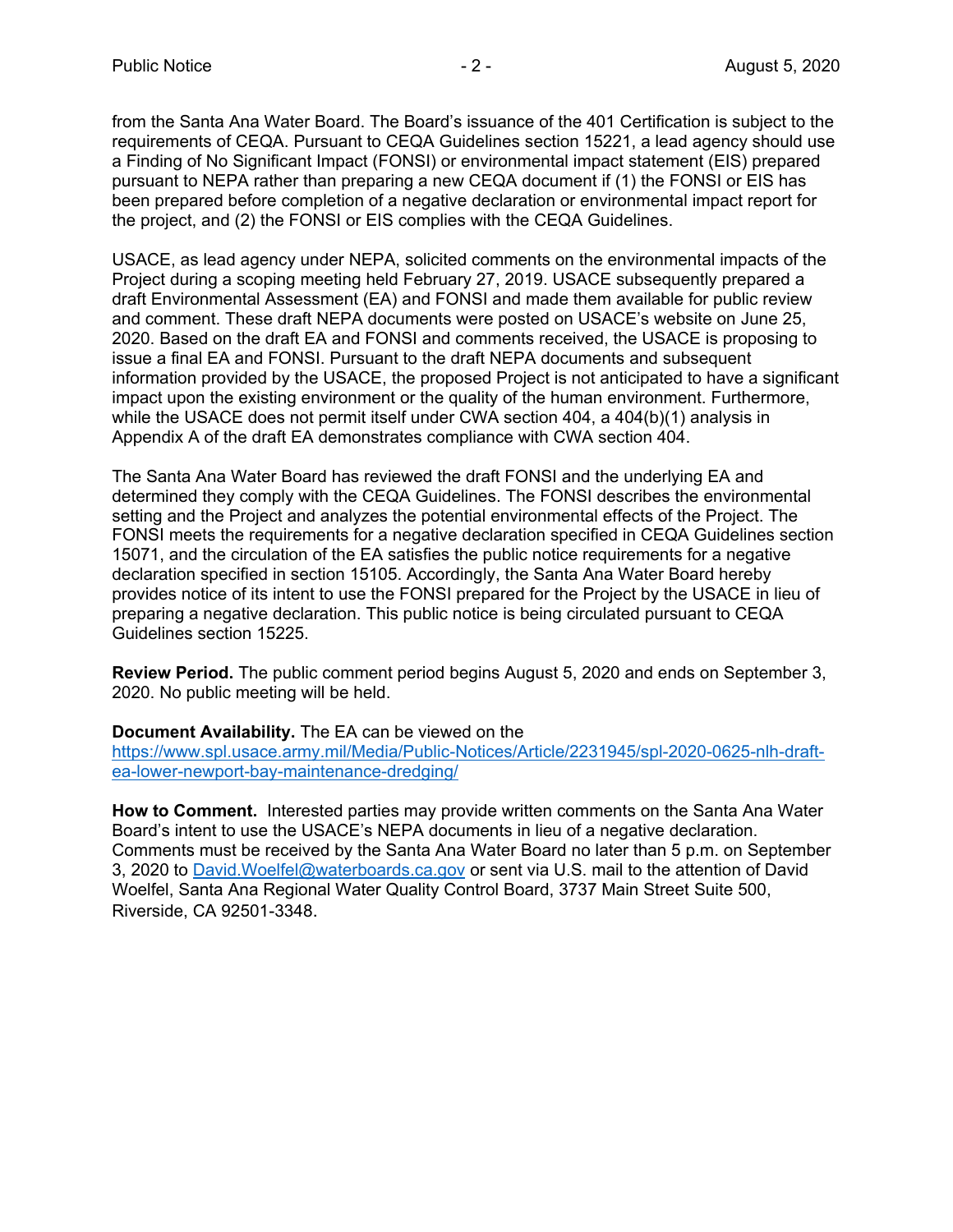from the Santa Ana Water Board. The Board's issuance of the 401 Certification is subject to the requirements of CEQA. Pursuant to CEQA Guidelines section 15221, a lead agency should use a Finding of No Significant Impact (FONSI) or environmental impact statement (EIS) prepared pursuant to NEPA rather than preparing a new CEQA document if (1) the FONSI or EIS has been prepared before completion of a negative declaration or environmental impact report for the project, and (2) the FONSI or EIS complies with the CEQA Guidelines.

USACE, as lead agency under NEPA, solicited comments on the environmental impacts of the Project during a scoping meeting held February 27, 2019. USACE subsequently prepared a draft Environmental Assessment (EA) and FONSI and made them available for public review and comment. These draft NEPA documents were posted on USACE's website on June 25, 2020. Based on the draft EA and FONSI and comments received, the USACE is proposing to issue a final EA and FONSI. Pursuant to the draft NEPA documents and subsequent information provided by the USACE, the proposed Project is not anticipated to have a significant impact upon the existing environment or the quality of the human environment. Furthermore, while the USACE does not permit itself under CWA section 404, a 404(b)(1) analysis in Appendix A of the draft EA demonstrates compliance with CWA section 404.

The Santa Ana Water Board has reviewed the draft FONSI and the underlying EA and determined they comply with the CEQA Guidelines. The FONSI describes the environmental setting and the Project and analyzes the potential environmental effects of the Project. The FONSI meets the requirements for a negative declaration specified in CEQA Guidelines section 15071, and the circulation of the EA satisfies the public notice requirements for a negative declaration specified in section 15105. Accordingly, the Santa Ana Water Board hereby provides notice of its intent to use the FONSI prepared for the Project by the USACE in lieu of preparing a negative declaration. This public notice is being circulated pursuant to CEQA Guidelines section 15225.

**Review Period.** The public comment period begins August 5, 2020 and ends on September 3, 2020. No public meeting will be held.

**Document Availability.** The EA can be viewed on the https://www.spl.usace.army.mil/Media/Public-Notices/Article/2231945/spl-2020-0625-nlh-draft-ea-lower-newport-bay-maintenance-dredging/

**How to Comment.** Interested parties may provide written comments on the Santa Ana Water Board's intent to use the USACE's NEPA documents in lieu of a negative declaration. Comments must be received by the Santa Ana Water Board no later than 5 p.m. on September 3, 2020 to David.Woelfel@waterboards.ca.gov or sent via U.S. mail to the attention of David Woelfel, Santa Ana Regional Water Quality Control Board, 3737 Main Street Suite 500, Riverside, CA 92501-3348.